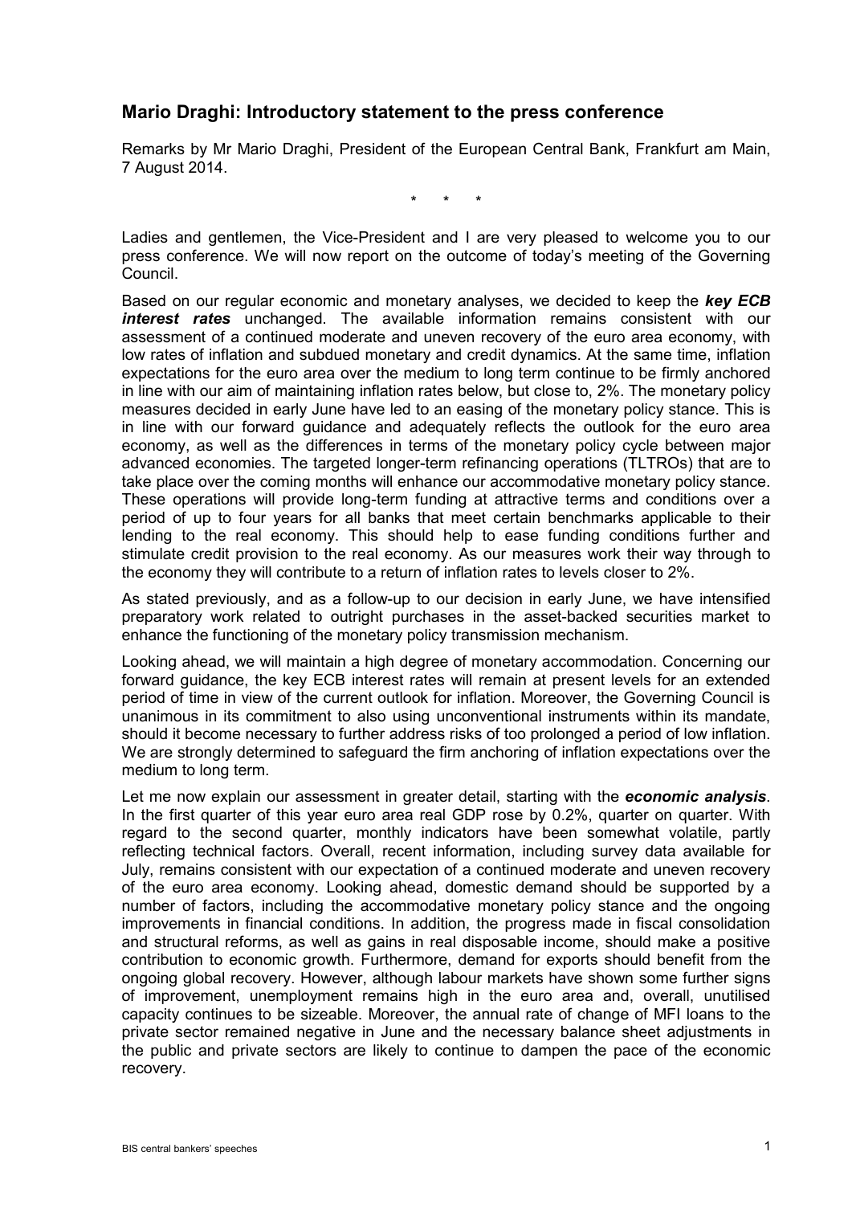## Mario Draghi: Introductory statement to the press conference

Remarks by Mr Mario Draghi, President of the European Central Bank, Frankfurt am Main, 7 August 2014.

\*   \*   \*

Ladies and gentlemen, the Vice-President and I are very pleased to welcome you to our press conference. We will now report on the outcome of today's meeting of the Governing Council.

Based on our regular economic and monetary analyses, we decided to keep the ***key ECB interest rates*** unchanged. The available information remains consistent with our assessment of a continued moderate and uneven recovery of the euro area economy, with low rates of inflation and subdued monetary and credit dynamics. At the same time, inflation expectations for the euro area over the medium to long term continue to be firmly anchored in line with our aim of maintaining inflation rates below, but close to, 2%. The monetary policy measures decided in early June have led to an easing of the monetary policy stance. This is in line with our forward guidance and adequately reflects the outlook for the euro area economy, as well as the differences in terms of the monetary policy cycle between major advanced economies. The targeted longer-term refinancing operations (TLTROs) that are to take place over the coming months will enhance our accommodative monetary policy stance. These operations will provide long-term funding at attractive terms and conditions over a period of up to four years for all banks that meet certain benchmarks applicable to their lending to the real economy. This should help to ease funding conditions further and stimulate credit provision to the real economy. As our measures work their way through to the economy they will contribute to a return of inflation rates to levels closer to 2%.

As stated previously, and as a follow-up to our decision in early June, we have intensified preparatory work related to outright purchases in the asset-backed securities market to enhance the functioning of the monetary policy transmission mechanism.

Looking ahead, we will maintain a high degree of monetary accommodation. Concerning our forward guidance, the key ECB interest rates will remain at present levels for an extended period of time in view of the current outlook for inflation. Moreover, the Governing Council is unanimous in its commitment to also using unconventional instruments within its mandate, should it become necessary to further address risks of too prolonged a period of low inflation. We are strongly determined to safeguard the firm anchoring of inflation expectations over the medium to long term.

Let me now explain our assessment in greater detail, starting with the ***economic analysis***. In the first quarter of this year euro area real GDP rose by 0.2%, quarter on quarter. With regard to the second quarter, monthly indicators have been somewhat volatile, partly reflecting technical factors. Overall, recent information, including survey data available for July, remains consistent with our expectation of a continued moderate and uneven recovery of the euro area economy. Looking ahead, domestic demand should be supported by a number of factors, including the accommodative monetary policy stance and the ongoing improvements in financial conditions. In addition, the progress made in fiscal consolidation and structural reforms, as well as gains in real disposable income, should make a positive contribution to economic growth. Furthermore, demand for exports should benefit from the ongoing global recovery. However, although labour markets have shown some further signs of improvement, unemployment remains high in the euro area and, overall, unutilised capacity continues to be sizeable. Moreover, the annual rate of change of MFI loans to the private sector remained negative in June and the necessary balance sheet adjustments in the public and private sectors are likely to continue to dampen the pace of the economic recovery.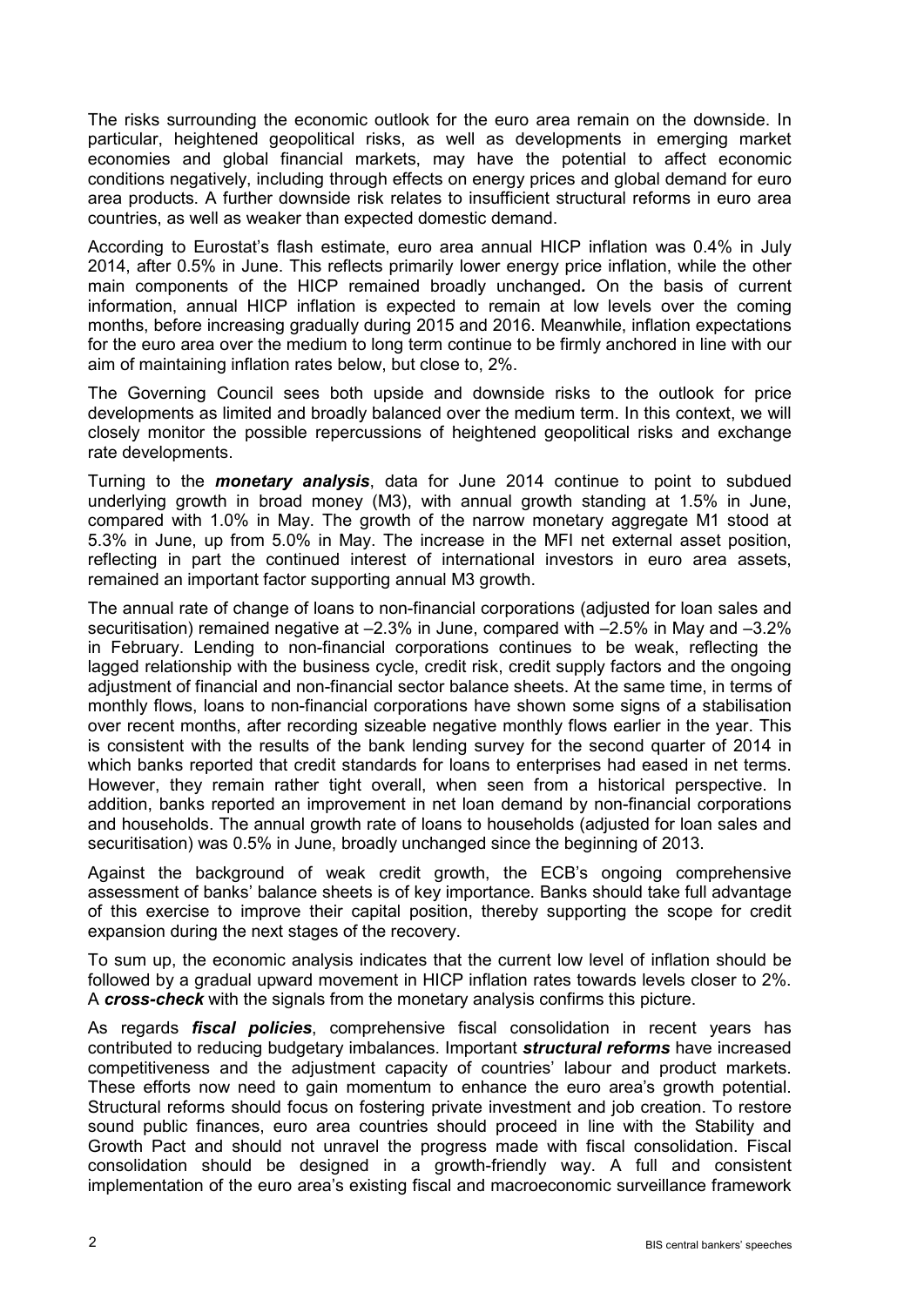The risks surrounding the economic outlook for the euro area remain on the downside. In particular, heightened geopolitical risks, as well as developments in emerging market economies and global financial markets, may have the potential to affect economic conditions negatively, including through effects on energy prices and global demand for euro area products. A further downside risk relates to insufficient structural reforms in euro area countries, as well as weaker than expected domestic demand.

According to Eurostat's flash estimate, euro area annual HICP inflation was 0.4% in July 2014, after 0.5% in June. This reflects primarily lower energy price inflation, while the other main components of the HICP remained broadly unchanged**.** On the basis of current information, annual HICP inflation is expected to remain at low levels over the coming months, before increasing gradually during 2015 and 2016. Meanwhile, inflation expectations for the euro area over the medium to long term continue to be firmly anchored in line with our aim of maintaining inflation rates below, but close to, 2%.

The Governing Council sees both upside and downside risks to the outlook for price developments as limited and broadly balanced over the medium term. In this context, we will closely monitor the possible repercussions of heightened geopolitical risks and exchange rate developments.

Turning to the ***monetary analysis***, data for June 2014 continue to point to subdued underlying growth in broad money (M3), with annual growth standing at 1.5% in June, compared with 1.0% in May. The growth of the narrow monetary aggregate M1 stood at 5.3% in June, up from 5.0% in May. The increase in the MFI net external asset position, reflecting in part the continued interest of international investors in euro area assets, remained an important factor supporting annual M3 growth.

The annual rate of change of loans to non-financial corporations (adjusted for loan sales and securitisation) remained negative at –2.3% in June, compared with –2.5% in May and –3.2% in February. Lending to non-financial corporations continues to be weak, reflecting the lagged relationship with the business cycle, credit risk, credit supply factors and the ongoing adjustment of financial and non-financial sector balance sheets. At the same time, in terms of monthly flows, loans to non-financial corporations have shown some signs of a stabilisation over recent months, after recording sizeable negative monthly flows earlier in the year. This is consistent with the results of the bank lending survey for the second quarter of 2014 in which banks reported that credit standards for loans to enterprises had eased in net terms. However, they remain rather tight overall, when seen from a historical perspective. In addition, banks reported an improvement in net loan demand by non-financial corporations and households. The annual growth rate of loans to households (adjusted for loan sales and securitisation) was 0.5% in June, broadly unchanged since the beginning of 2013.

Against the background of weak credit growth, the ECB's ongoing comprehensive assessment of banks' balance sheets is of key importance. Banks should take full advantage of this exercise to improve their capital position, thereby supporting the scope for credit expansion during the next stages of the recovery.

To sum up, the economic analysis indicates that the current low level of inflation should be followed by a gradual upward movement in HICP inflation rates towards levels closer to 2%. A ***cross-check*** with the signals from the monetary analysis confirms this picture.

As regards ***fiscal policies***, comprehensive fiscal consolidation in recent years has contributed to reducing budgetary imbalances. Important ***structural reforms*** have increased competitiveness and the adjustment capacity of countries' labour and product markets. These efforts now need to gain momentum to enhance the euro area's growth potential. Structural reforms should focus on fostering private investment and job creation. To restore sound public finances, euro area countries should proceed in line with the Stability and Growth Pact and should not unravel the progress made with fiscal consolidation. Fiscal consolidation should be designed in a growth-friendly way. A full and consistent implementation of the euro area's existing fiscal and macroeconomic surveillance framework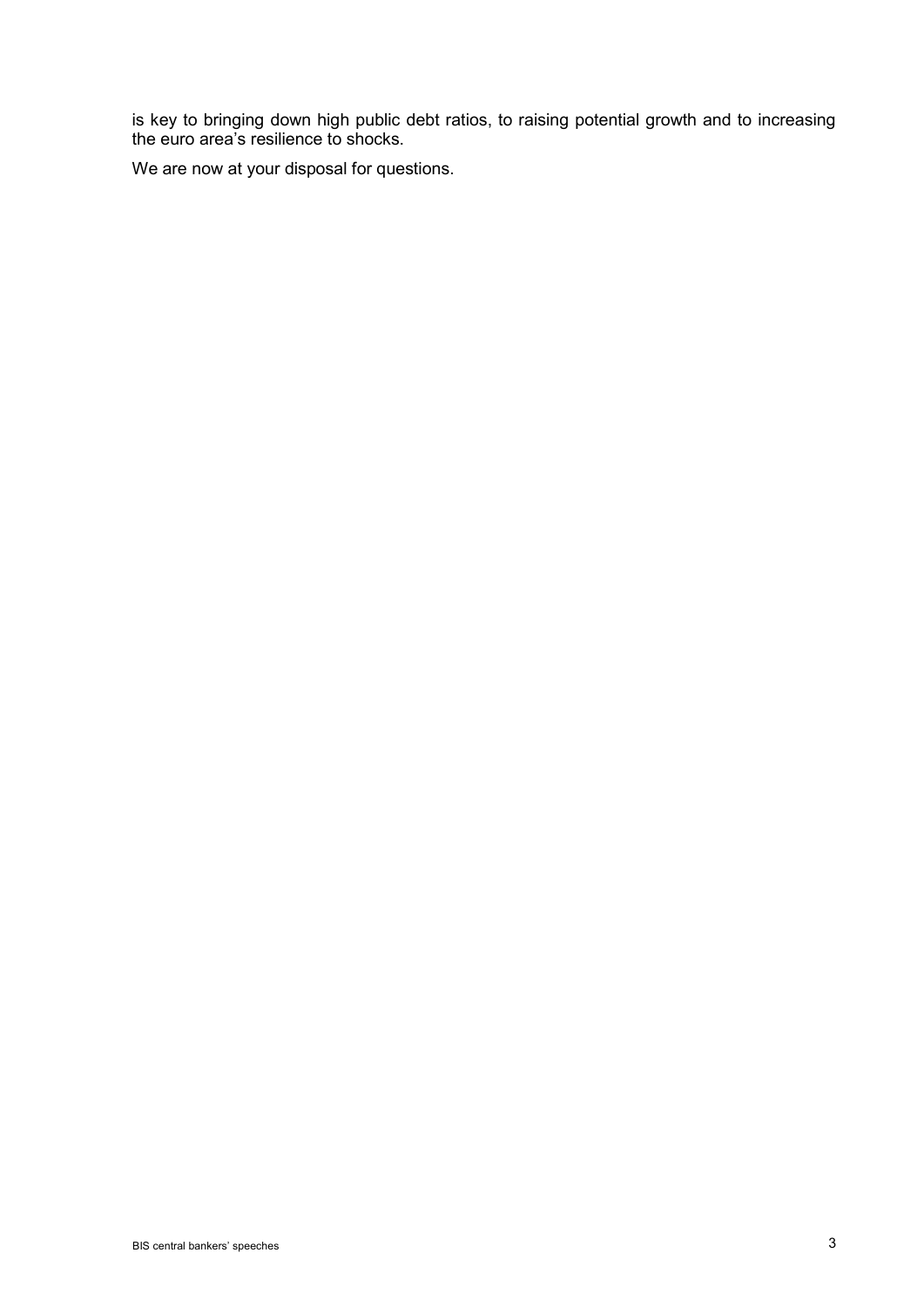is key to bringing down high public debt ratios, to raising potential growth and to increasing the euro area's resilience to shocks.

We are now at your disposal for questions.